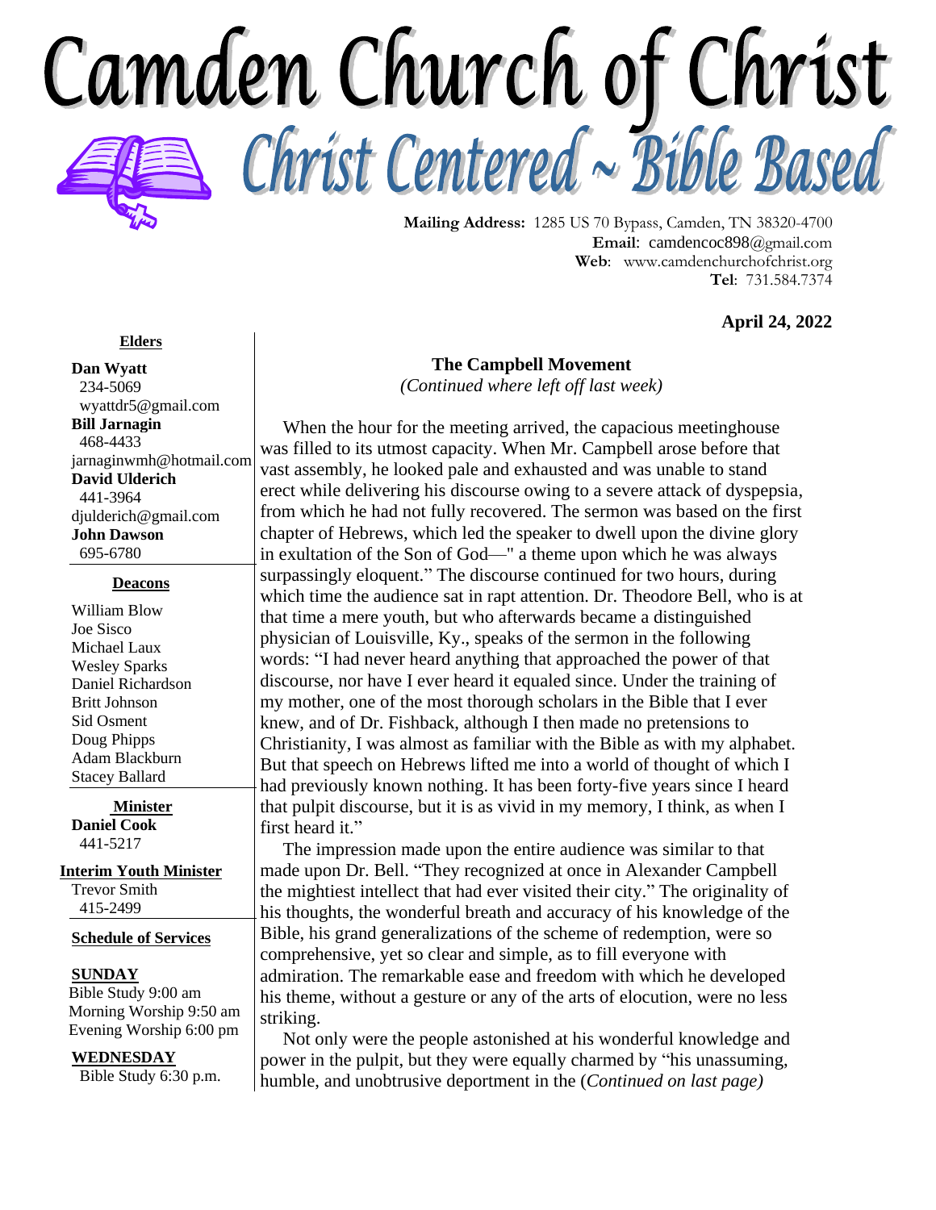# Camden Church of Christ

## Christ Centered ~ Bible Based

**Mailing Address:** 1285 US 70 Bypass, Camden, TN 38320-4700
**Email**: camdencoc898@gmail.com
**Web**: www.camdenchurchofchrist.org
**Tel**: 731.584.7374

**April 24, 2022**

**Elders**

**Dan Wyatt**
234-5069
wyattdr5@gmail.com

**Bill Jarnagin**
468-4433
jarnaginwmh@hotmail.com

**David Ulderich**
441-3964
djulderich@gmail.com

**John Dawson**
695-6780

**Deacons**

William Blow
Joe Sisco
Michael Laux
Wesley Sparks
Daniel Richardson
Britt Johnson
Sid Osment
Doug Phipps
Adam Blackburn
Stacey Ballard

**Minister**

**Daniel Cook**
441-5217

**Interim Youth Minister**

Trevor Smith
415-2499

**Schedule of Services**

**SUNDAY**
Bible Study 9:00 am
Morning Worship 9:50 am
Evening Worship 6:00 pm

**WEDNESDAY**
Bible Study 6:30 p.m.

### The Campbell Movement

*(Continued where left off last week)*

When the hour for the meeting arrived, the capacious meetinghouse was filled to its utmost capacity. When Mr. Campbell arose before that vast assembly, he looked pale and exhausted and was unable to stand erect while delivering his discourse owing to a severe attack of dyspepsia, from which he had not fully recovered. The sermon was based on the first chapter of Hebrews, which led the speaker to dwell upon the divine glory in exultation of the Son of God—" a theme upon which he was always surpassingly eloquent." The discourse continued for two hours, during which time the audience sat in rapt attention. Dr. Theodore Bell, who is at that time a mere youth, but who afterwards became a distinguished physician of Louisville, Ky., speaks of the sermon in the following words: "I had never heard anything that approached the power of that discourse, nor have I ever heard it equaled since. Under the training of my mother, one of the most thorough scholars in the Bible that I ever knew, and of Dr. Fishback, although I then made no pretensions to Christianity, I was almost as familiar with the Bible as with my alphabet. But that speech on Hebrews lifted me into a world of thought of which I had previously known nothing. It has been forty-five years since I heard that pulpit discourse, but it is as vivid in my memory, I think, as when I first heard it."

The impression made upon the entire audience was similar to that made upon Dr. Bell. "They recognized at once in Alexander Campbell the mightiest intellect that had ever visited their city." The originality of his thoughts, the wonderful breath and accuracy of his knowledge of the Bible, his grand generalizations of the scheme of redemption, were so comprehensive, yet so clear and simple, as to fill everyone with admiration. The remarkable ease and freedom with which he developed his theme, without a gesture or any of the arts of elocution, were no less striking.

Not only were the people astonished at his wonderful knowledge and power in the pulpit, but they were equally charmed by "his unassuming, humble, and unobtrusive deportment in the (*Continued on last page)*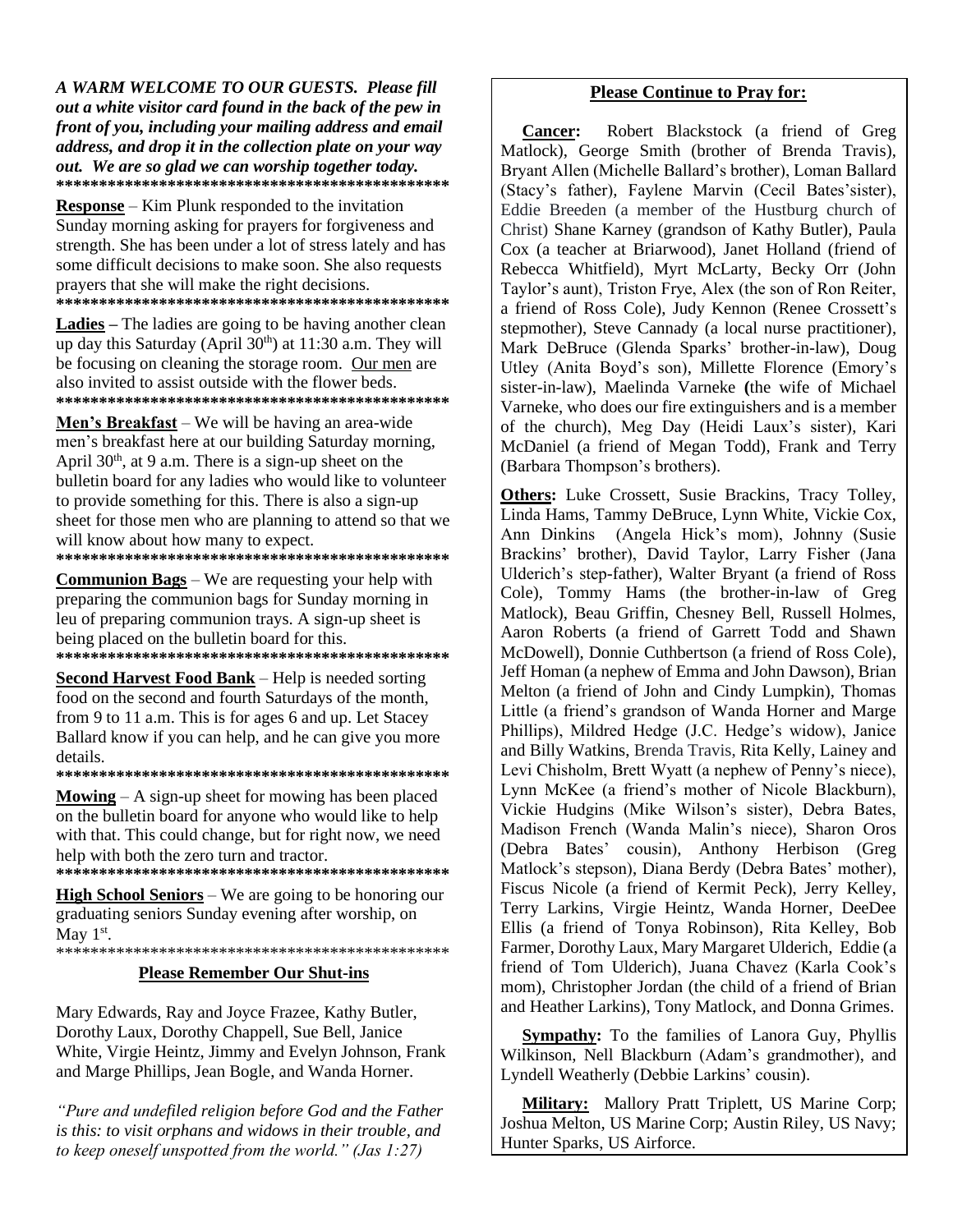***A WARM WELCOME TO OUR GUESTS. Please fill out a white visitor card found in the back of the pew in front of you, including your mailing address and email address, and drop it in the collection plate on your way out. We are so glad we can worship together today.***

**************************************************

**Response** – Kim Plunk responded to the invitation Sunday morning asking for prayers for forgiveness and strength. She has been under a lot of stress lately and has some difficult decisions to make soon. She also requests prayers that she will make the right decisions.

**************************************************

**Ladies** – The ladies are going to be having another clean up day this Saturday (April 30th) at 11:30 a.m. They will be focusing on cleaning the storage room. Our men are also invited to assist outside with the flower beds.

**************************************************

**Men's Breakfast** – We will be having an area-wide men's breakfast here at our building Saturday morning, April 30th, at 9 a.m. There is a sign-up sheet on the bulletin board for any ladies who would like to volunteer to provide something for this. There is also a sign-up sheet for those men who are planning to attend so that we will know about how many to expect.

**************************************************

**Communion Bags** – We are requesting your help with preparing the communion bags for Sunday morning in leu of preparing communion trays. A sign-up sheet is being placed on the bulletin board for this.

**************************************************

**Second Harvest Food Bank** – Help is needed sorting food on the second and fourth Saturdays of the month, from 9 to 11 a.m. This is for ages 6 and up. Let Stacey Ballard know if you can help, and he can give you more details.

**************************************************

**Mowing** – A sign-up sheet for mowing has been placed on the bulletin board for anyone who would like to help with that. This could change, but for right now, we need help with both the zero turn and tractor.

**************************************************

**High School Seniors** – We are going to be honoring our graduating seniors Sunday evening after worship, on May 1st.

**************************************************

**Please Remember Our Shut-ins**

Mary Edwards, Ray and Joyce Frazee, Kathy Butler, Dorothy Laux, Dorothy Chappell, Sue Bell, Janice White, Virgie Heintz, Jimmy and Evelyn Johnson, Frank and Marge Phillips, Jean Bogle, and Wanda Horner.

*"Pure and undefiled religion before God and the Father is this: to visit orphans and widows in their trouble, and to keep oneself unspotted from the world." (Jas 1:27)*

**Please Continue to Pray for:**

**Cancer:** Robert Blackstock (a friend of Greg Matlock), George Smith (brother of Brenda Travis), Bryant Allen (Michelle Ballard's brother), Loman Ballard (Stacy's father), Faylene Marvin (Cecil Bates'sister), Eddie Breeden (a member of the Hustburg church of Christ) Shane Karney (grandson of Kathy Butler), Paula Cox (a teacher at Briarwood), Janet Holland (friend of Rebecca Whitfield), Myrt McLarty, Becky Orr (John Taylor's aunt), Triston Frye, Alex (the son of Ron Reiter, a friend of Ross Cole), Judy Kennon (Renee Crossett's stepmother), Steve Cannady (a local nurse practitioner), Mark DeBruce (Glenda Sparks' brother-in-law), Doug Utley (Anita Boyd's son), Millette Florence (Emory's sister-in-law), Maelinda Varneke **(**the wife of Michael Varneke, who does our fire extinguishers and is a member of the church), Meg Day (Heidi Laux's sister), Kari McDaniel (a friend of Megan Todd), Frank and Terry (Barbara Thompson's brothers).

**Others:** Luke Crossett, Susie Brackins, Tracy Tolley, Linda Hams, Tammy DeBruce, Lynn White, Vickie Cox, Ann Dinkins (Angela Hick's mom), Johnny (Susie Brackins' brother), David Taylor, Larry Fisher (Jana Ulderich's step-father), Walter Bryant (a friend of Ross Cole), Tommy Hams (the brother-in-law of Greg Matlock), Beau Griffin, Chesney Bell, Russell Holmes, Aaron Roberts (a friend of Garrett Todd and Shawn McDowell), Donnie Cuthbertson (a friend of Ross Cole), Jeff Homan (a nephew of Emma and John Dawson), Brian Melton (a friend of John and Cindy Lumpkin), Thomas Little (a friend's grandson of Wanda Horner and Marge Phillips), Mildred Hedge (J.C. Hedge's widow), Janice and Billy Watkins, Brenda Travis, Rita Kelly, Lainey and Levi Chisholm, Brett Wyatt (a nephew of Penny's niece), Lynn McKee (a friend's mother of Nicole Blackburn), Vickie Hudgins (Mike Wilson's sister), Debra Bates, Madison French (Wanda Malin's niece), Sharon Oros (Debra Bates' cousin), Anthony Herbison (Greg Matlock's stepson), Diana Berdy (Debra Bates' mother), Fiscus Nicole (a friend of Kermit Peck), Jerry Kelley, Terry Larkins, Virgie Heintz, Wanda Horner, DeeDee Ellis (a friend of Tonya Robinson), Rita Kelley, Bob Farmer, Dorothy Laux, Mary Margaret Ulderich, Eddie (a friend of Tom Ulderich), Juana Chavez (Karla Cook's mom), Christopher Jordan (the child of a friend of Brian and Heather Larkins), Tony Matlock, and Donna Grimes.

**Sympathy:** To the families of Lanora Guy, Phyllis Wilkinson, Nell Blackburn (Adam's grandmother), and Lyndell Weatherly (Debbie Larkins' cousin).

**Military:** Mallory Pratt Triplett, US Marine Corp; Joshua Melton, US Marine Corp; Austin Riley, US Navy; Hunter Sparks, US Airforce.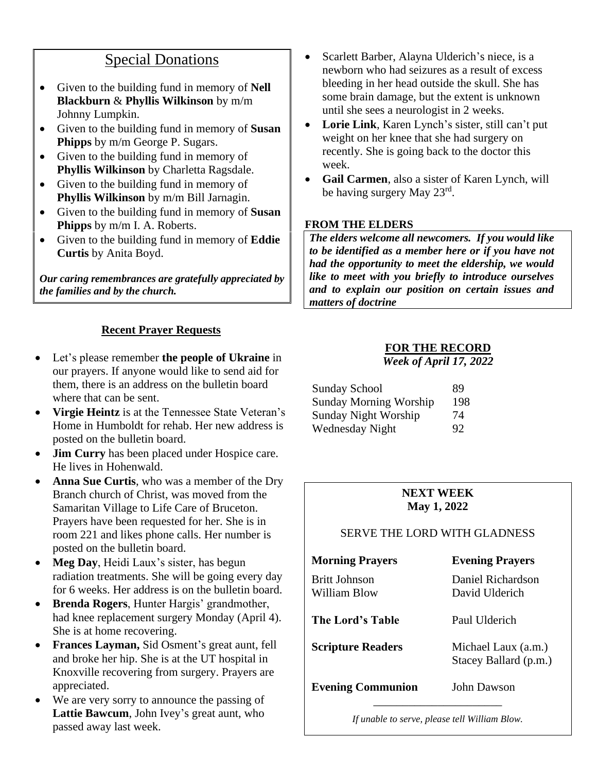## Special Donations

- Given to the building fund in memory of **Nell Blackburn** & **Phyllis Wilkinson** by m/m Johnny Lumpkin.
- Given to the building fund in memory of **Susan Phipps** by m/m George P. Sugars.
- Given to the building fund in memory of **Phyllis Wilkinson** by Charletta Ragsdale.
- Given to the building fund in memory of **Phyllis Wilkinson** by m/m Bill Jarnagin.
- Given to the building fund in memory of **Susan Phipps** by m/m I. A. Roberts.
- Given to the building fund in memory of **Eddie Curtis** by Anita Boyd.

***Our caring remembrances are gratefully appreciated by the families and by the church.***

## Recent Prayer Requests

- Let's please remember **the people of Ukraine** in our prayers. If anyone would like to send aid for them, there is an address on the bulletin board where that can be sent.
- **Virgie Heintz** is at the Tennessee State Veteran's Home in Humboldt for rehab. Her new address is posted on the bulletin board.
- **Jim Curry** has been placed under Hospice care. He lives in Hohenwald.
- **Anna Sue Curtis**, who was a member of the Dry Branch church of Christ, was moved from the Samaritan Village to Life Care of Bruceton. Prayers have been requested for her. She is in room 221 and likes phone calls. Her number is posted on the bulletin board.
- **Meg Day**, Heidi Laux's sister, has begun radiation treatments. She will be going every day for 6 weeks. Her address is on the bulletin board.
- **Brenda Rogers**, Hunter Hargis' grandmother, had knee replacement surgery Monday (April 4). She is at home recovering.
- **Frances Layman,** Sid Osment's great aunt, fell and broke her hip. She is at the UT hospital in Knoxville recovering from surgery. Prayers are appreciated.
- We are very sorry to announce the passing of **Lattie Bawcum**, John Ivey's great aunt, who passed away last week.
- Scarlett Barber, Alayna Ulderich's niece, is a newborn who had seizures as a result of excess bleeding in her head outside the skull. She has some brain damage, but the extent is unknown until she sees a neurologist in 2 weeks.
- **Lorie Link**, Karen Lynch's sister, still can't put weight on her knee that she had surgery on recently. She is going back to the doctor this week.
- **Gail Carmen**, also a sister of Karen Lynch, will be having surgery May 23rd.

**FROM THE ELDERS**

***The elders welcome all newcomers. If you would like to be identified as a member here or if you have not had the opportunity to meet the eldership, we would like to meet with you briefly to introduce ourselves and to explain our position on certain issues and matters of doctrine***

**FOR THE RECORD**
***Week of April 17, 2022***

| | |
|---|---|
| Sunday School | 89 |
| Sunday Morning Worship | 198 |
| Sunday Night Worship | 74 |
| Wednesday Night | 92 |

**NEXT WEEK**
**May 1, 2022**

SERVE THE LORD WITH GLADNESS

| **Morning Prayers** | **Evening Prayers** |
|---|---|
| Britt Johnson<br>William Blow | Daniel Richardson<br>David Ulderich |
| **The Lord's Table** | Paul Ulderich |
| **Scripture Readers** | Michael Laux (a.m.)<br>Stacey Ballard (p.m.) |
| **Evening Communion** | John Dawson |

*If unable to serve, please tell William Blow.*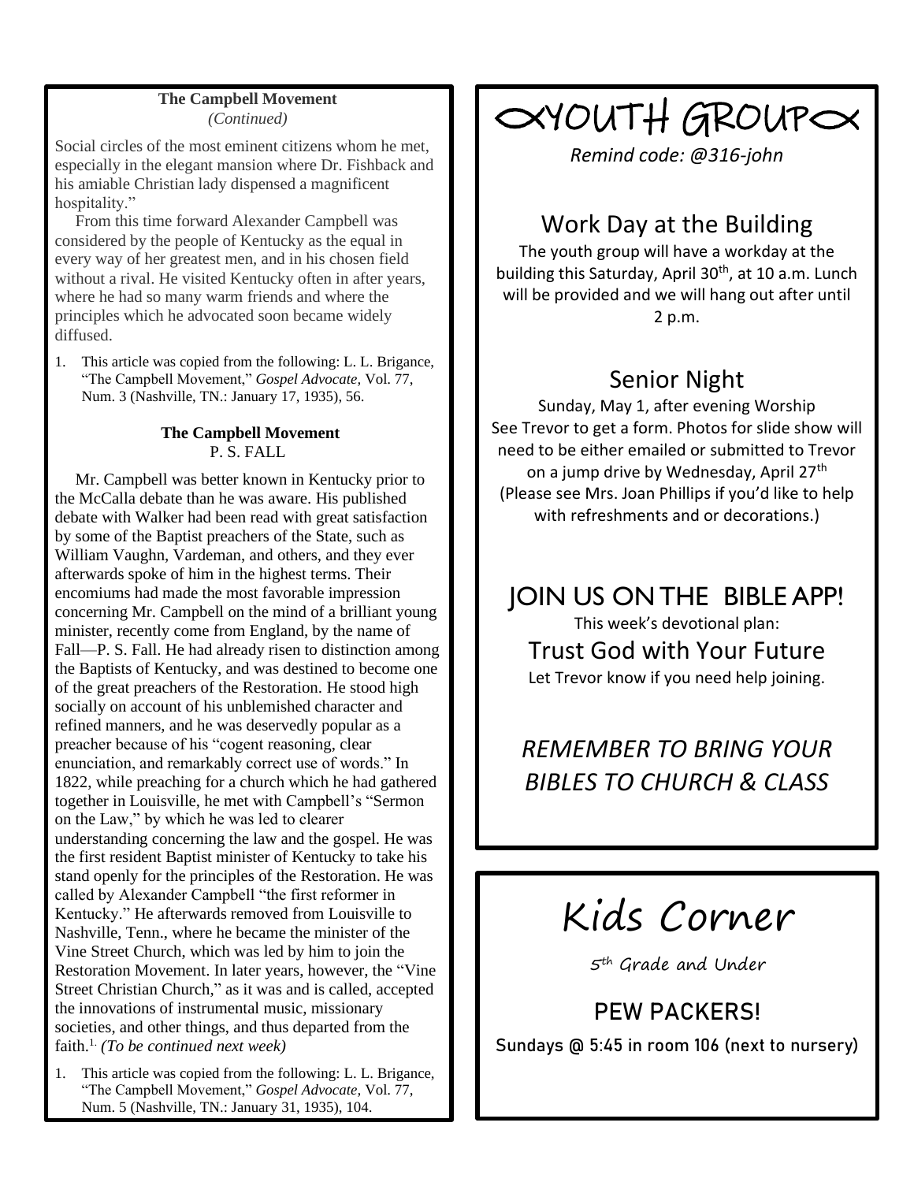**The Campbell Movement**
*(Continued)*

Social circles of the most eminent citizens whom he met, especially in the elegant mansion where Dr. Fishback and his amiable Christian lady dispensed a magnificent hospitality."

From this time forward Alexander Campbell was considered by the people of Kentucky as the equal in every way of her greatest men, and in his chosen field without a rival. He visited Kentucky often in after years, where he had so many warm friends and where the principles which he advocated soon became widely diffused.

1. This article was copied from the following: L. L. Brigance, "The Campbell Movement," *Gospel Advocate,* Vol. 77, Num. 3 (Nashville, TN.: January 17, 1935), 56.

**The Campbell Movement**
P. S. FALL

Mr. Campbell was better known in Kentucky prior to the McCalla debate than he was aware. His published debate with Walker had been read with great satisfaction by some of the Baptist preachers of the State, such as William Vaughn, Vardeman, and others, and they ever afterwards spoke of him in the highest terms. Their encomiums had made the most favorable impression concerning Mr. Campbell on the mind of a brilliant young minister, recently come from England, by the name of Fall—P. S. Fall. He had already risen to distinction among the Baptists of Kentucky, and was destined to become one of the great preachers of the Restoration. He stood high socially on account of his unblemished character and refined manners, and he was deservedly popular as a preacher because of his "cogent reasoning, clear enunciation, and remarkably correct use of words." In 1822, while preaching for a church which he had gathered together in Louisville, he met with Campbell's "Sermon on the Law," by which he was led to clearer understanding concerning the law and the gospel. He was the first resident Baptist minister of Kentucky to take his stand openly for the principles of the Restoration. He was called by Alexander Campbell "the first reformer in Kentucky." He afterwards removed from Louisville to Nashville, Tenn., where he became the minister of the Vine Street Church, which was led by him to join the Restoration Movement. In later years, however, the "Vine Street Christian Church," as it was and is called, accepted the innovations of instrumental music, missionary societies, and other things, and thus departed from the faith.[1.] *(To be continued next week)*

1. This article was copied from the following: L. L. Brigance, "The Campbell Movement," *Gospel Advocate,* Vol. 77, Num. 5 (Nashville, TN.: January 31, 1935), 104.

# YOUTH GROUP

*Remind code: @316-john*

## Work Day at the Building

The youth group will have a workday at the building this Saturday, April 30th, at 10 a.m. Lunch will be provided and we will hang out after until 2 p.m.

## Senior Night

Sunday, May 1, after evening Worship
See Trevor to get a form. Photos for slide show will need to be either emailed or submitted to Trevor on a jump drive by Wednesday, April 27th
(Please see Mrs. Joan Phillips if you'd like to help with refreshments and or decorations.)

## JOIN US ON THE BIBLE APP!

This week's devotional plan:

### Trust God with Your Future

Let Trevor know if you need help joining.

*REMEMBER TO BRING YOUR BIBLES TO CHURCH & CLASS*

# Kids Corner

5th Grade and Under

## PEW PACKERS!

**Sundays @ 5:45 in room 106 (next to nursery)**